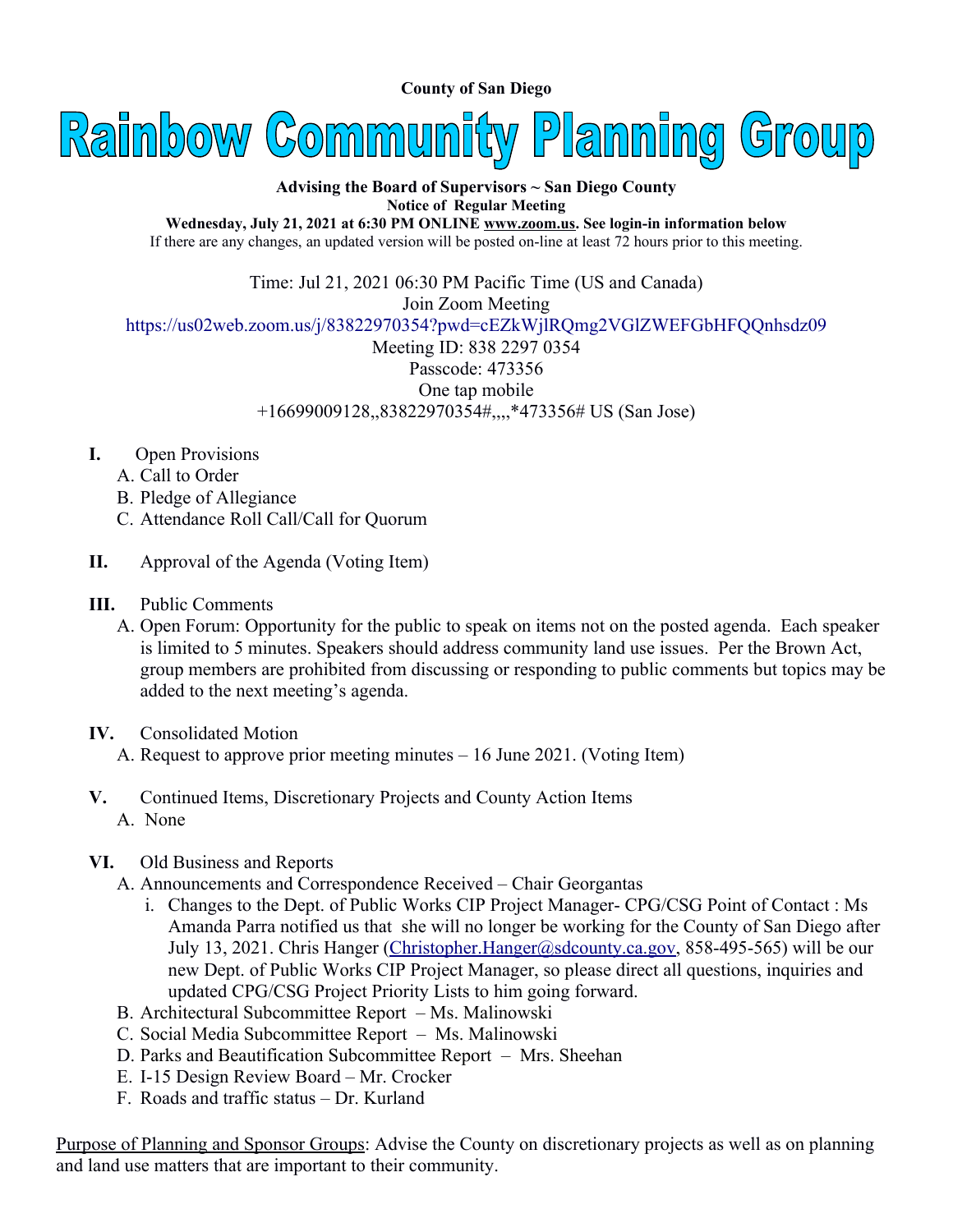**County of San Diego**

# Rainbow Community Planning Group

**Advising the Board of Supervisors ~ San Diego County**
**Notice of Regular Meeting**
**Wednesday, July 21, 2021 at 6:30 PM ONLINE www.zoom.us. See login-in information below**
If there are any changes, an updated version will be posted on-line at least 72 hours prior to this meeting.

Time: Jul 21, 2021 06:30 PM Pacific Time (US and Canada)
Join Zoom Meeting
https://us02web.zoom.us/j/83822970354?pwd=cEZkWjlRQmg2VGlZWEFGbHFQQnhsdz09
Meeting ID: 838 2297 0354
Passcode: 473356
One tap mobile
+16699009128,,83822970354#,,,,*473356# US (San Jose)

**I.** Open Provisions
   A. Call to Order
   B. Pledge of Allegiance
   C. Attendance Roll Call/Call for Quorum

**II.** Approval of the Agenda (Voting Item)

**III.** Public Comments
   A. Open Forum: Opportunity for the public to speak on items not on the posted agenda. Each speaker is limited to 5 minutes. Speakers should address community land use issues. Per the Brown Act, group members are prohibited from discussing or responding to public comments but topics may be added to the next meeting's agenda.

**IV.** Consolidated Motion
   A. Request to approve prior meeting minutes – 16 June 2021. (Voting Item)

**V.** Continued Items, Discretionary Projects and County Action Items
   A. None

**VI.** Old Business and Reports
   A. Announcements and Correspondence Received – Chair Georgantas
      i. Changes to the Dept. of Public Works CIP Project Manager- CPG/CSG Point of Contact : Ms Amanda Parra notified us that she will no longer be working for the County of San Diego after July 13, 2021. Chris Hanger (Christopher.Hanger@sdcounty.ca.gov, 858-495-565) will be our new Dept. of Public Works CIP Project Manager, so please direct all questions, inquiries and updated CPG/CSG Project Priority Lists to him going forward.
   B. Architectural Subcommittee Report – Ms. Malinowski
   C. Social Media Subcommittee Report – Ms. Malinowski
   D. Parks and Beautification Subcommittee Report – Mrs. Sheehan
   E. I-15 Design Review Board – Mr. Crocker
   F. Roads and traffic status – Dr. Kurland

Purpose of Planning and Sponsor Groups: Advise the County on discretionary projects as well as on planning and land use matters that are important to their community.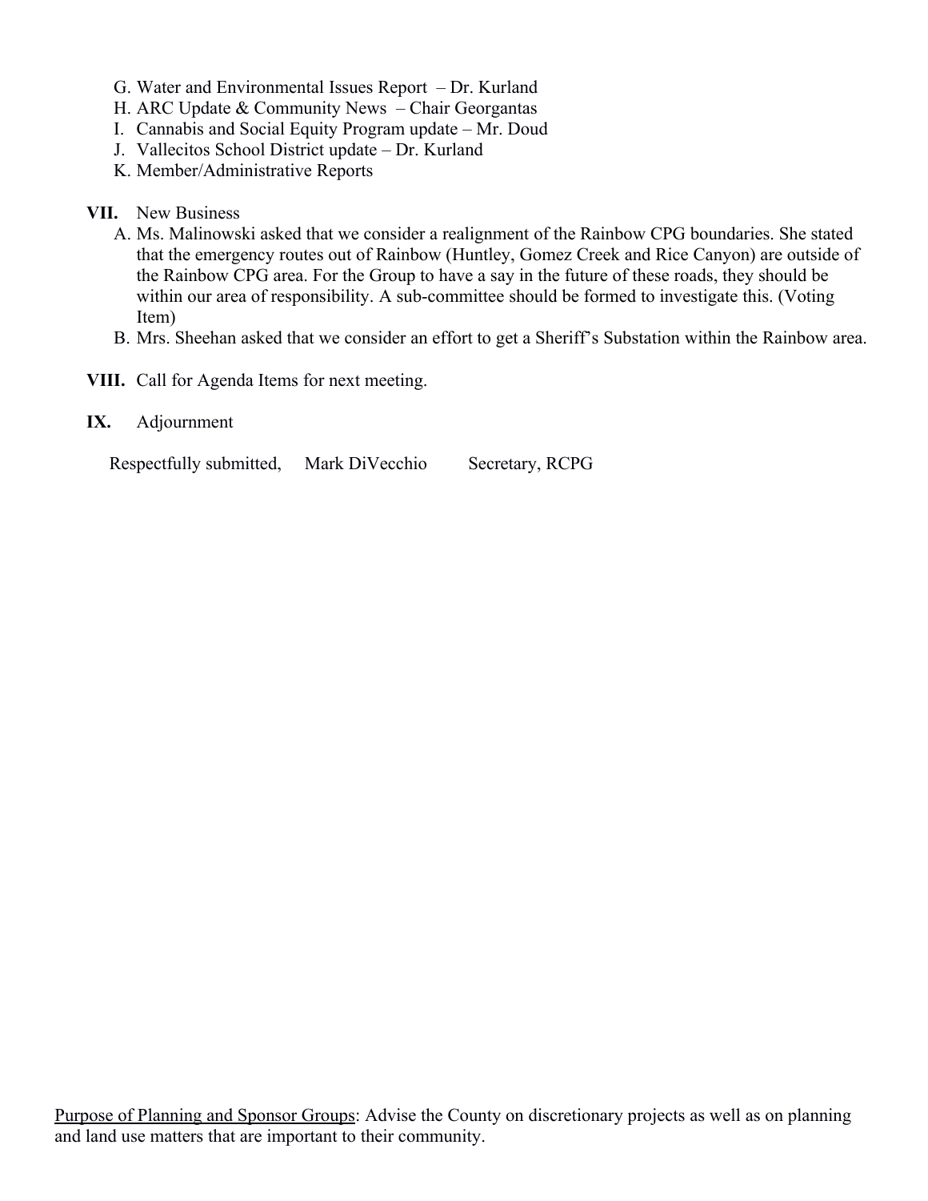G. Water and Environmental Issues Report – Dr. Kurland
H. ARC Update & Community News – Chair Georgantas
I. Cannabis and Social Equity Program update – Mr. Doud
J. Vallecitos School District update – Dr. Kurland
K. Member/Administrative Reports

**VII.** New Business

A. Ms. Malinowski asked that we consider a realignment of the Rainbow CPG boundaries. She stated that the emergency routes out of Rainbow (Huntley, Gomez Creek and Rice Canyon) are outside of the Rainbow CPG area. For the Group to have a say in the future of these roads, they should be within our area of responsibility. A sub-committee should be formed to investigate this. (Voting Item)
B. Mrs. Sheehan asked that we consider an effort to get a Sheriff's Substation within the Rainbow area.

**VIII.** Call for Agenda Items for next meeting.

**IX.** Adjournment

Respectfully submitted, Mark DiVecchio Secretary, RCPG

<u>Purpose of Planning and Sponsor Groups</u>: Advise the County on discretionary projects as well as on planning and land use matters that are important to their community.